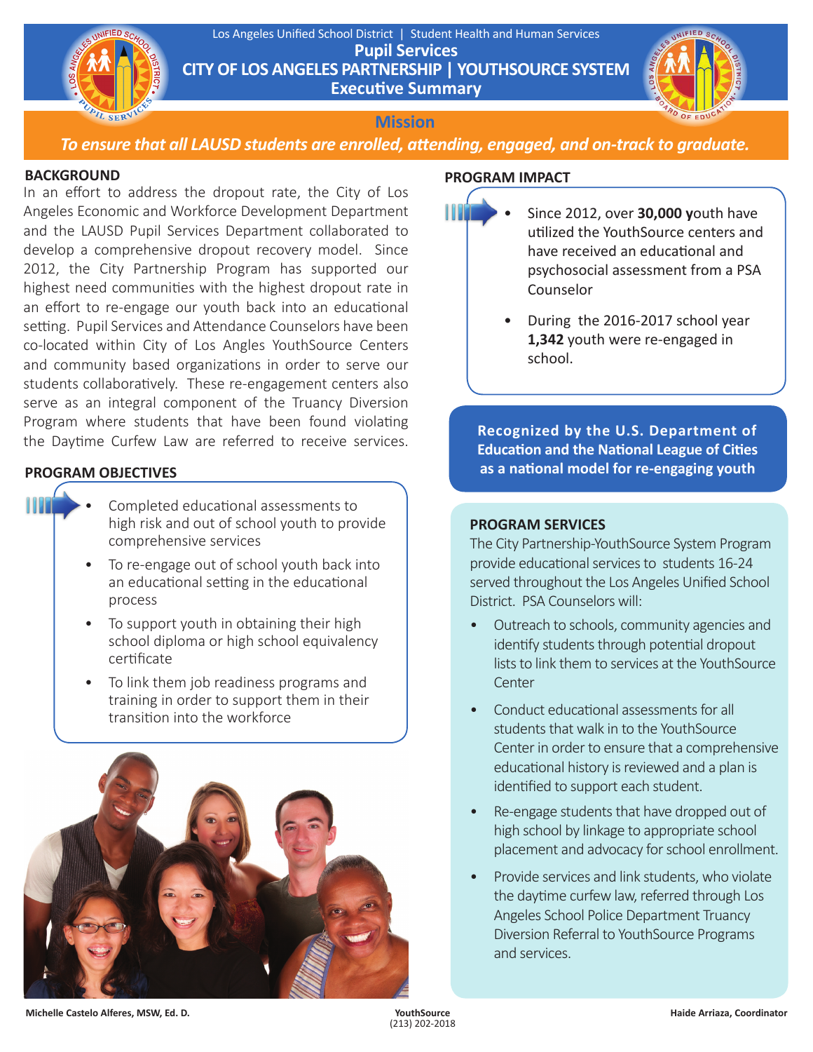Los Angeles Unified School District | Student Health and Human Services

# Pupil Services

# CITY OF LOS ANGELES PARTNERSHIP | YOUTHSOURCE SYSTEM

## Executive Summary

### Mission

*To ensure that all LAUSD students are enrolled, attending, engaged, and on-track to graduate.*

## BACKGROUND

In an effort to address the dropout rate, the City of Los Angeles Economic and Workforce Development Department and the LAUSD Pupil Services Department collaborated to develop a comprehensive dropout recovery model. Since 2012, the City Partnership Program has supported our highest need communities with the highest dropout rate in an effort to re-engage our youth back into an educational setting. Pupil Services and Attendance Counselors have been co-located within City of Los Angles YouthSource Centers and community based organizations in order to serve our students collaboratively. These re-engagement centers also serve as an integral component of the Truancy Diversion Program where students that have been found violating the Daytime Curfew Law are referred to receive services.

## PROGRAM OBJECTIVES

- Completed educational assessments to high risk and out of school youth to provide comprehensive services
- To re-engage out of school youth back into an educational setting in the educational process
- To support youth in obtaining their high school diploma or high school equivalency certificate
- To link them job readiness programs and training in order to support them in their transition into the workforce

## PROGRAM IMPACT

- Since 2012, over **30,000 y**outh have utilized the YouthSource centers and have received an educational and psychosocial assessment from a PSA Counselor
- During the 2016-2017 school year **1,342** youth were re-engaged in school.

**Recognized by the U.S. Department of Education and the National League of Cities as a national model for re-engaging youth**

## PROGRAM SERVICES

The City Partnership-YouthSource System Program provide educational services to students 16-24 served throughout the Los Angeles Unified School District. PSA Counselors will:

- Outreach to schools, community agencies and identify students through potential dropout lists to link them to services at the YouthSource Center
- Conduct educational assessments for all students that walk in to the YouthSource Center in order to ensure that a comprehensive educational history is reviewed and a plan is identified to support each student.
- Re-engage students that have dropped out of high school by linkage to appropriate school placement and advocacy for school enrollment.
- Provide services and link students, who violate the daytime curfew law, referred through Los Angeles School Police Department Truancy Diversion Referral to YouthSource Programs and services.

**Michelle Castelo Alferes, MSW, Ed. D.**

**YouthSource**
(213) 202-2018

**Haide Arriaza, Coordinator**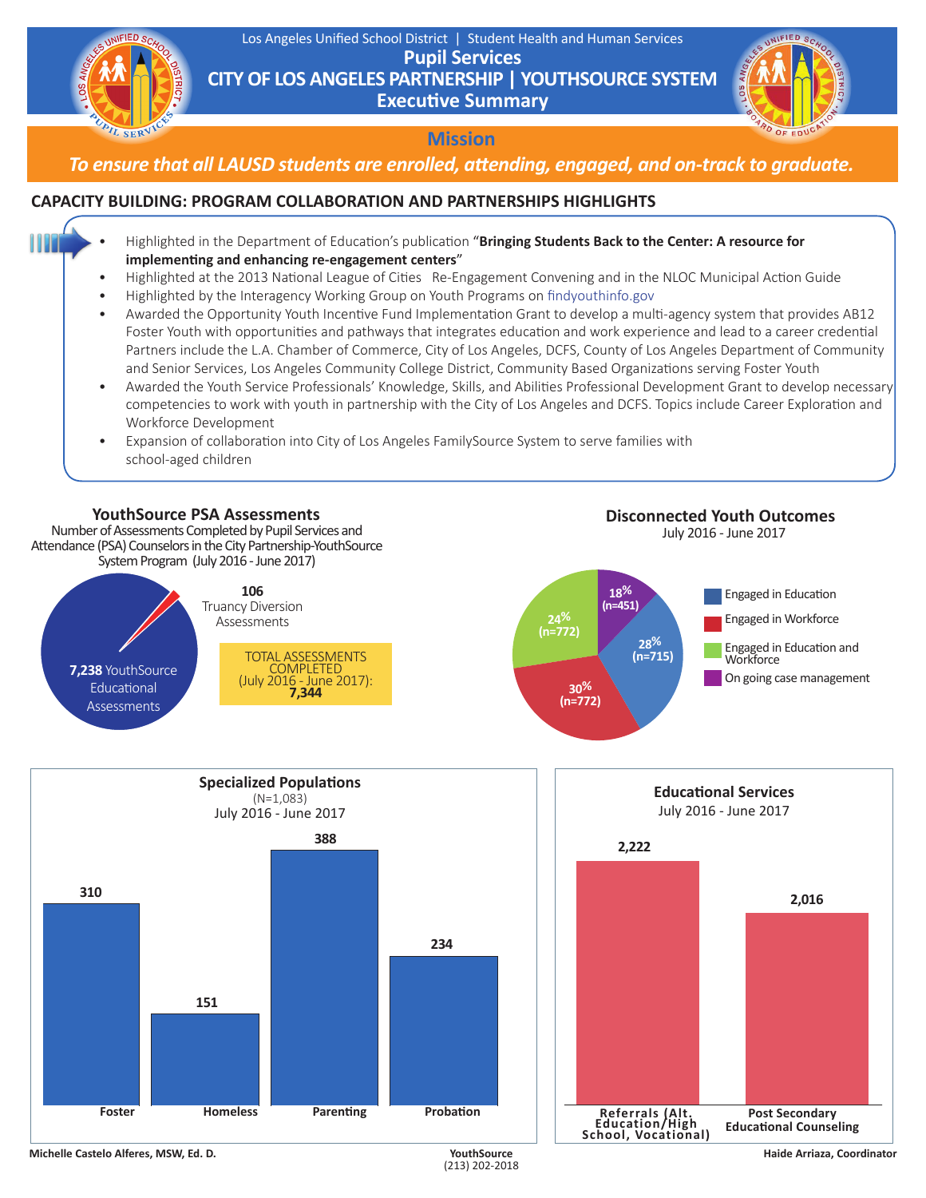Los Angeles Unified School District | Student Health and Human Services

# Pupil Services

# CITY OF LOS ANGELES PARTNERSHIP | YOUTHSOURCE SYSTEM

## Executive Summary

## Mission

*To ensure that all LAUSD students are enrolled, attending, engaged, and on-track to graduate.*

## CAPACITY BUILDING: PROGRAM COLLABORATION AND PARTNERSHIPS HIGHLIGHTS

- Highlighted in the Department of Education's publication "**Bringing Students Back to the Center: A resource for implementing and enhancing re-engagement centers**"
- Highlighted at the 2013 National League of Cities Re-Engagement Convening and in the NLOC Municipal Action Guide
- Highlighted by the Interagency Working Group on Youth Programs on findyouthinfo.gov
- Awarded the Opportunity Youth Incentive Fund Implementation Grant to develop a multi-agency system that provides AB12 Foster Youth with opportunities and pathways that integrates education and work experience and lead to a career credential Partners include the L.A. Chamber of Commerce, City of Los Angeles, DCFS, County of Los Angeles Department of Community and Senior Services, Los Angeles Community College District, Community Based Organizations serving Foster Youth
- Awarded the Youth Service Professionals' Knowledge, Skills, and Abilities Professional Development Grant to develop necessary competencies to work with youth in partnership with the City of Los Angeles and DCFS. Topics include Career Exploration and Workforce Development
- Expansion of collaboration into City of Los Angeles FamilySource System to serve families with school-aged children

### YouthSource PSA Assessments

Number of Assessments Completed by Pupil Services and Attendance (PSA) Counselors in the City Partnership-YouthSource System Program (July 2016 - June 2017)

**106** Truancy Diversion Assessments

**7,238** YouthSource Educational Assessments

TOTAL ASSESSMENTS COMPLETED (July 2016 - June 2017): **7,344**

### Disconnected Youth Outcomes

July 2016 - June 2017

Engaged in Education: 28% (n=715)

Engaged in Workforce: 30% (n=772)

Engaged in Education and Workforce: 24% (n=772)

On going case management: 18% (n=451)

### Specialized Populations

(N=1,083)

July 2016 - June 2017

Foster: 310

Homeless: 151

Parenting: 388

Probation: 234

### Educational Services

July 2016 - June 2017

Referrals (Alt. Education/High School, Vocational): 2,222

Post Secondary Educational Counseling: 2,016

**Michelle Castelo Alferes, MSW, Ed. D.**

**YouthSource**
(213) 202-2018

**Haide Arriaza, Coordinator**